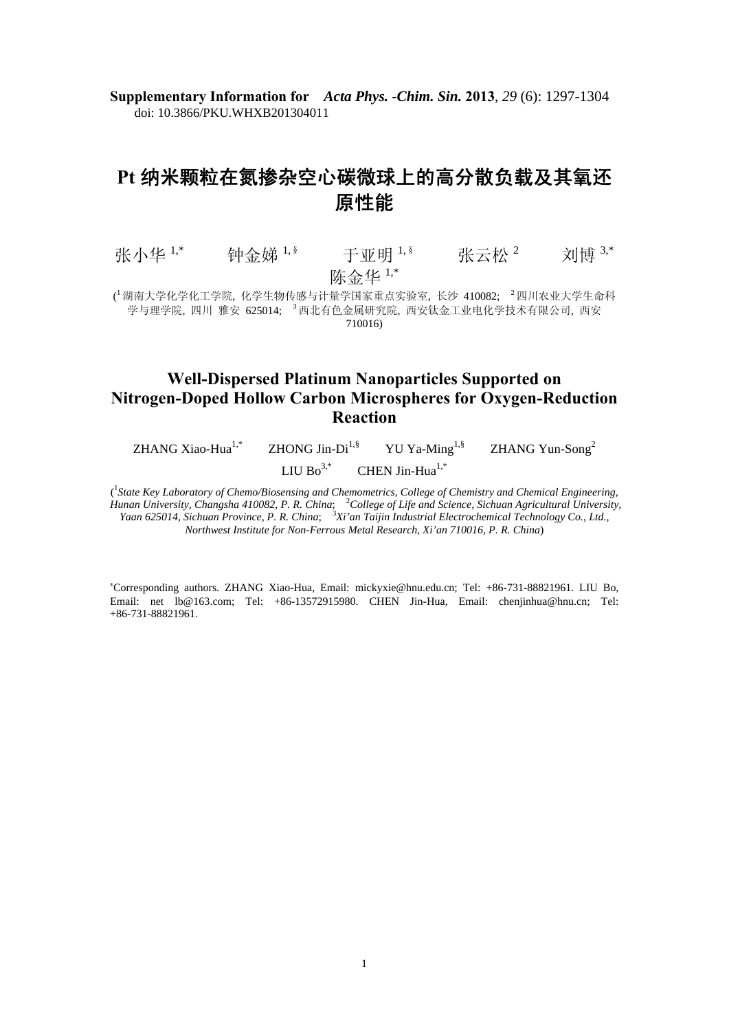**Supplementary Information for** *Acta Phys. -Chim. Sin.* **2013**, *29* (6): 1297-1304
doi: 10.3866/PKU.WHXB201304011

# Pt 纳米颗粒在氮掺杂空心碳微球上的高分散负载及其氧还原性能

张小华 [1,*]　钟金娣 [1,§]　于亚明 [1,§]　张云松 [2]　刘博 [3,*]　陈金华 [1,*]

([1]湖南大学化学化工学院, 化学生物传感与计量学国家重点实验室, 长沙 410082; [2]四川农业大学生命科学与理学院, 四川 雅安 625014; [3]西北有色金属研究院, 西安钛金工业电化学技术有限公司, 西安 710016)

# Well-Dispersed Platinum Nanoparticles Supported on Nitrogen-Doped Hollow Carbon Microspheres for Oxygen-Reduction Reaction

ZHANG Xiao-Hua[1,*]　ZHONG Jin-Di[1,§]　YU Ya-Ming[1,§]　ZHANG Yun-Song[2]　LIU Bo[3,*]　CHEN Jin-Hua[1,*]

([1]*State Key Laboratory of Chemo/Biosensing and Chemometrics, College of Chemistry and Chemical Engineering, Hunan University, Changsha 410082, P. R. China*; [2]*College of Life and Science, Sichuan Agricultural University, Yaan 625014, Sichuan Province, P. R. China*; [3]*Xi'an Taijin Industrial Electrochemical Technology Co., Ltd., Northwest Institute for Non-Ferrous Metal Research, Xi'an 710016, P. R. China*)

[*]Corresponding authors. ZHANG Xiao-Hua, Email: mickyxie@hnu.edu.cn; Tel: +86-731-88821961. LIU Bo, Email: net lb@163.com; Tel: +86-13572915980. CHEN Jin-Hua, Email: chenjinhua@hnu.cn; Tel: +86-731-88821961.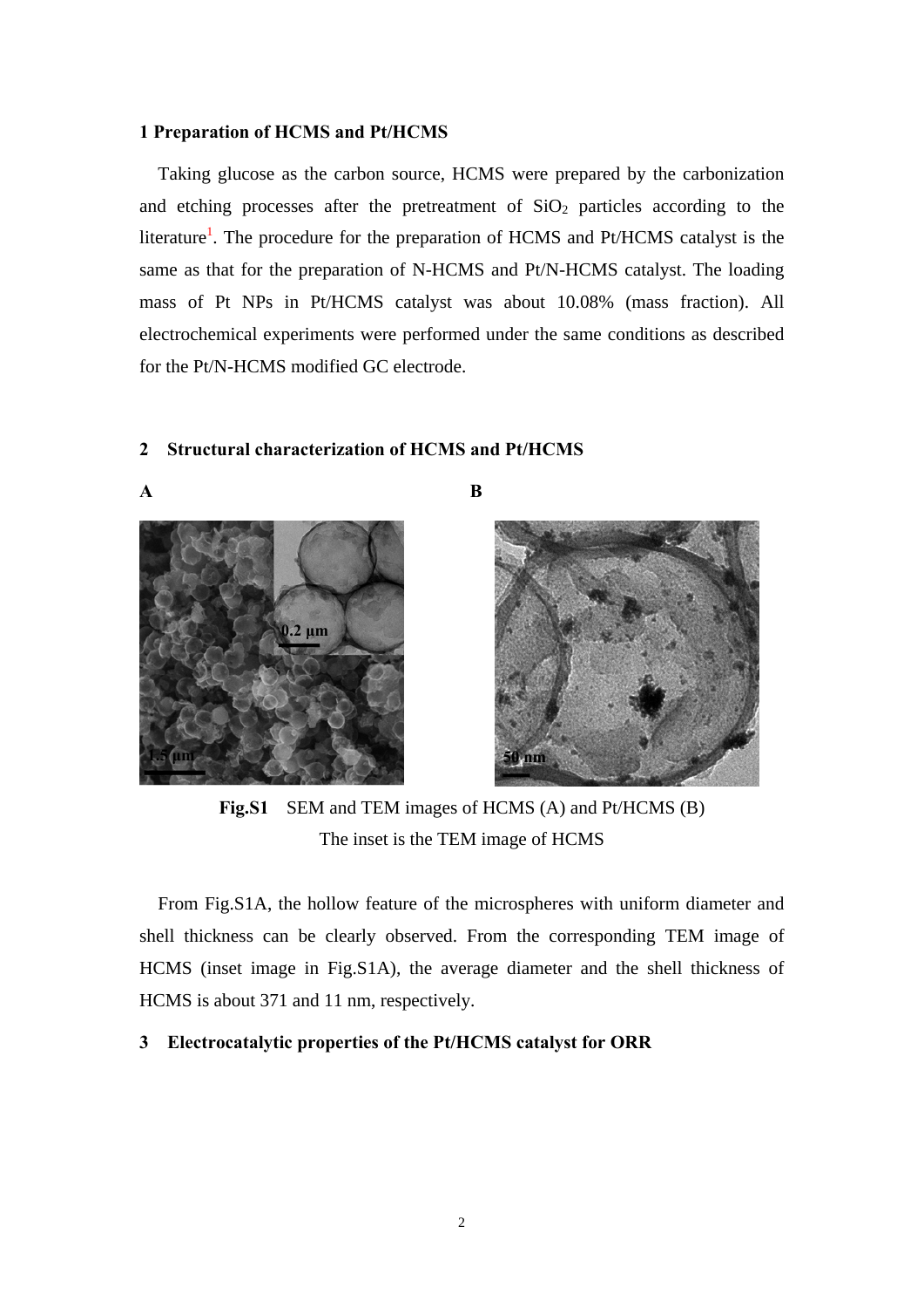## 1 Preparation of HCMS and Pt/HCMS

Taking glucose as the carbon source, HCMS were prepared by the carbonization and etching processes after the pretreatment of $SiO_2$ particles according to the literature[1]. The procedure for the preparation of HCMS and Pt/HCMS catalyst is the same as that for the preparation of N-HCMS and Pt/N-HCMS catalyst. The loading mass of Pt NPs in Pt/HCMS catalyst was about 10.08% (mass fraction). All electrochemical experiments were performed under the same conditions as described for the Pt/N-HCMS modified GC electrode.

## 2 Structural characterization of HCMS and Pt/HCMS

**Fig.S1** SEM and TEM images of HCMS (A) and Pt/HCMS (B)
The inset is the TEM image of HCMS

From Fig.S1A, the hollow feature of the microspheres with uniform diameter and shell thickness can be clearly observed. From the corresponding TEM image of HCMS (inset image in Fig.S1A), the average diameter and the shell thickness of HCMS is about 371 and 11 nm, respectively.

## 3 Electrocatalytic properties of the Pt/HCMS catalyst for ORR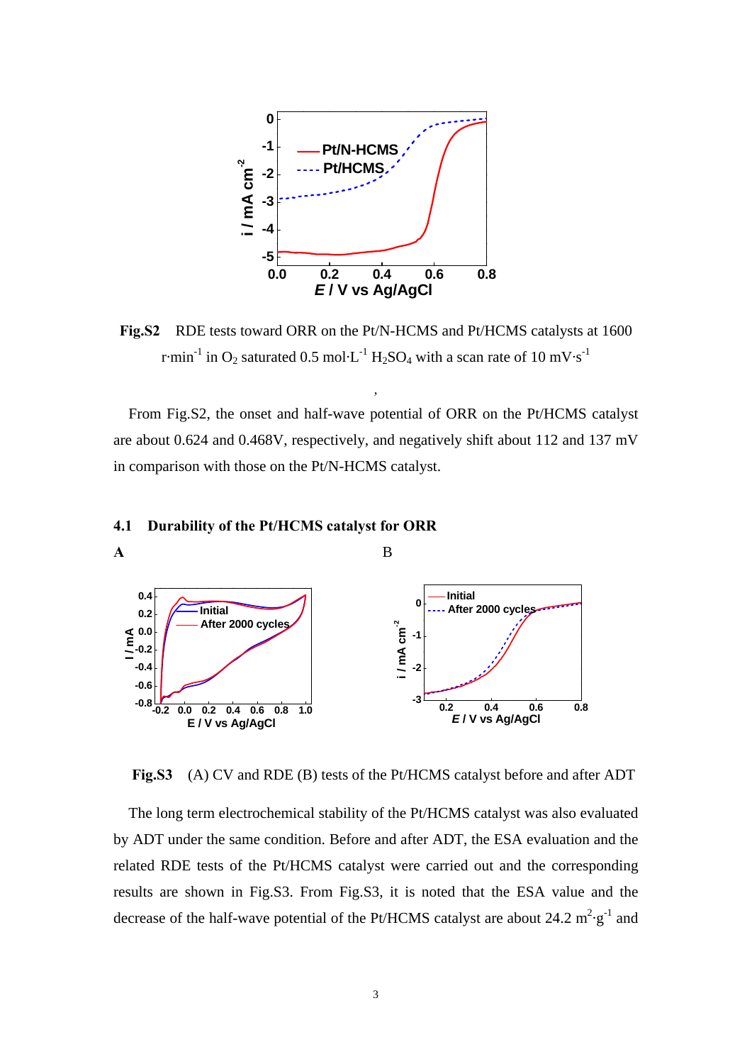**Fig.S2** RDE tests toward ORR on the Pt/N-HCMS and Pt/HCMS catalysts at 1600 $r{\cdot}min^{-1}$ in $O_2$ saturated 0.5 $mol{\cdot}L^{-1}$ $H_2SO_4$ with a scan rate of 10 $mV{\cdot}s^{-1}$

,

From Fig.S2, the onset and half-wave potential of ORR on the Pt/HCMS catalyst are about 0.624 and 0.468V, respectively, and negatively shift about 112 and 137 mV in comparison with those on the Pt/N-HCMS catalyst.

## 4.1 Durability of the Pt/HCMS catalyst for ORR

**A** B

**Fig.S3** (A) CV and RDE (B) tests of the Pt/HCMS catalyst before and after ADT

The long term electrochemical stability of the Pt/HCMS catalyst was also evaluated by ADT under the same condition. Before and after ADT, the ESA evaluation and the related RDE tests of the Pt/HCMS catalyst were carried out and the corresponding results are shown in Fig.S3. From Fig.S3, it is noted that the ESA value and the decrease of the half-wave potential of the Pt/HCMS catalyst are about 24.2 $m^2{\cdot}g^{-1}$ and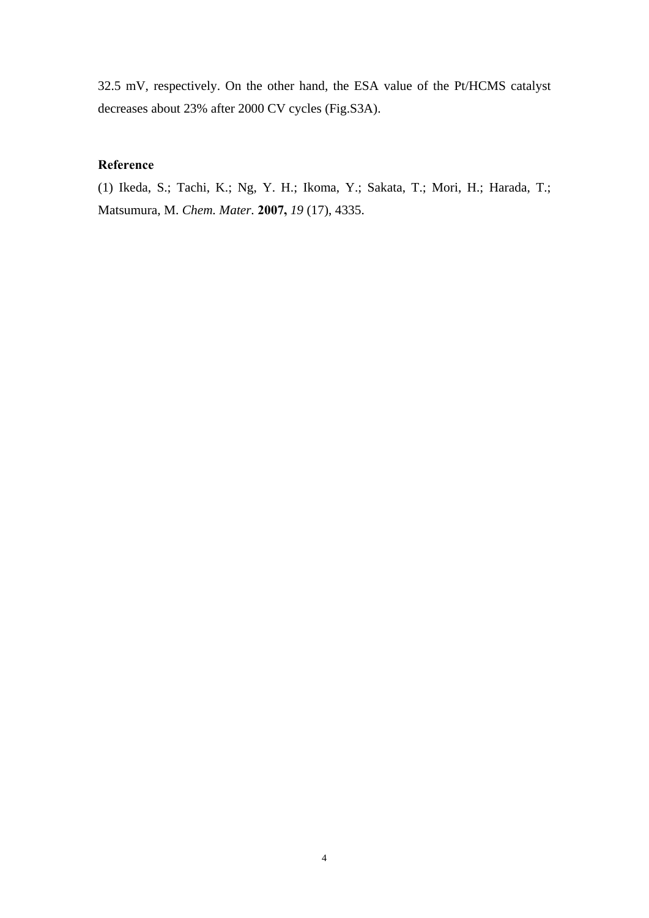32.5 mV, respectively. On the other hand, the ESA value of the Pt/HCMS catalyst decreases about 23% after 2000 CV cycles (Fig.S3A).

### Reference

(1) Ikeda, S.; Tachi, K.; Ng, Y. H.; Ikoma, Y.; Sakata, T.; Mori, H.; Harada, T.; Matsumura, M. *Chem. Mater.* **2007,** *19* (17), 4335.